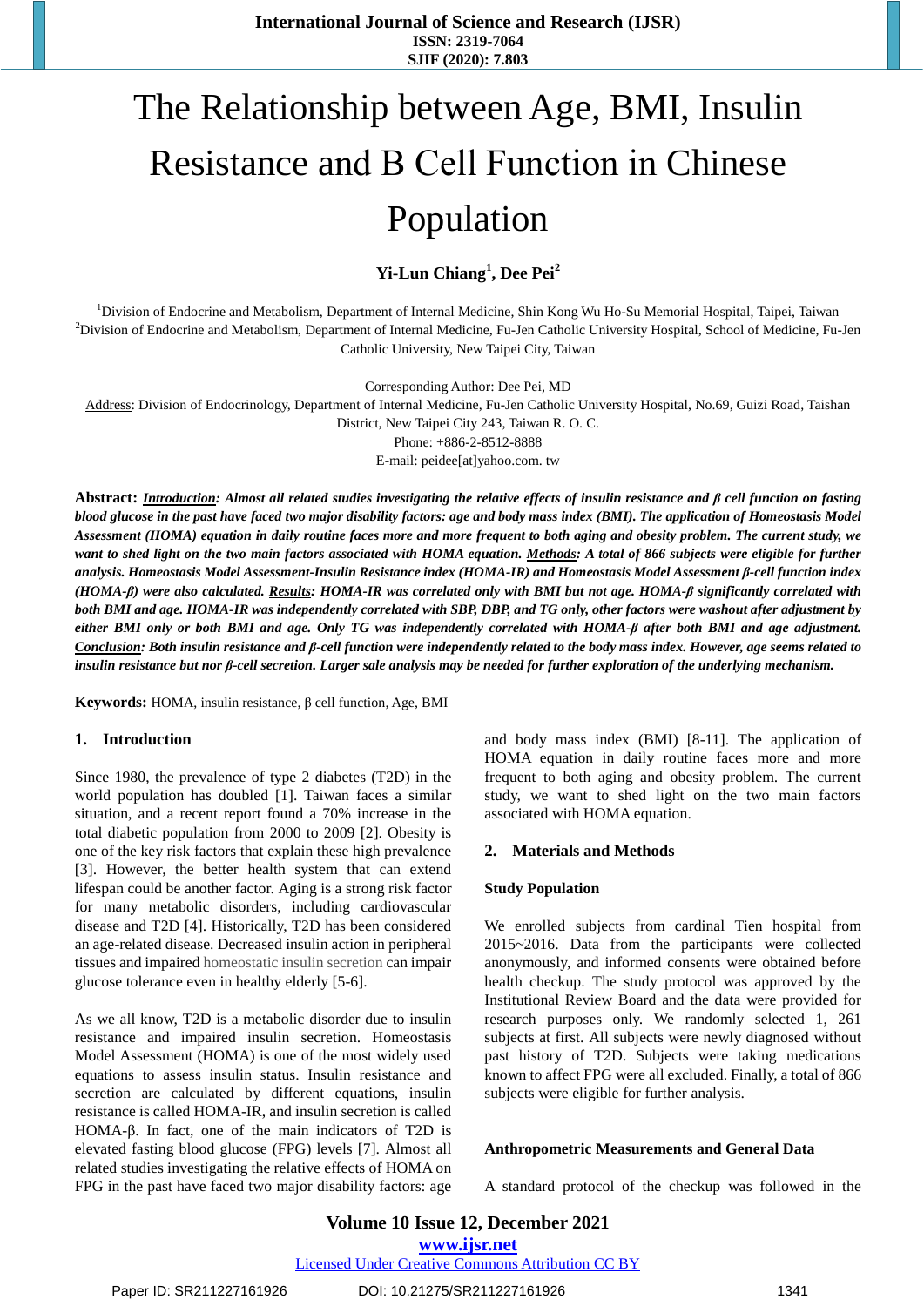# The Relationship between Age, BMI, Insulin Resistance and B Cell Function in Chinese Population

**Yi-Lun Chiang[1], Dee Pei[2]**

[1]Division of Endocrine and Metabolism, Department of Internal Medicine, Shin Kong Wu Ho-Su Memorial Hospital, Taipei, Taiwan

[2]Division of Endocrine and Metabolism, Department of Internal Medicine, Fu-Jen Catholic University Hospital, School of Medicine, Fu-Jen Catholic University, New Taipei City, Taiwan

Corresponding Author: Dee Pei, MD

Address: Division of Endocrinology, Department of Internal Medicine, Fu-Jen Catholic University Hospital, No.69, Guizi Road, Taishan District, New Taipei City 243, Taiwan R. O. C.

Phone: +886-2-8512-8888

E-mail: peidee[at]yahoo.com. tw

**Abstract:** ***Introduction**: Almost all related studies investigating the relative effects of insulin resistance and β cell function on fasting blood glucose in the past have faced two major disability factors: age and body mass index (BMI). The application of Homeostasis Model Assessment (HOMA) equation in daily routine faces more and more frequent to both aging and obesity problem. The current study, we want to shed light on the two main factors associated with HOMA equation. **Methods**: A total of 866 subjects were eligible for further analysis. Homeostasis Model Assessment-Insulin Resistance index (HOMA-IR) and Homeostasis Model Assessment β-cell function index (HOMA-β) were also calculated. **Results**: HOMA-IR was correlated only with BMI but not age. HOMA-β significantly correlated with both BMI and age. HOMA-IR was independently correlated with SBP, DBP, and TG only, other factors were washout after adjustment by either BMI only or both BMI and age. Only TG was independently correlated with HOMA-β after both BMI and age adjustment. **Conclusion**: Both insulin resistance and β-cell function were independently related to the body mass index. However, age seems related to insulin resistance but nor β-cell secretion. Larger sale analysis may be needed for further exploration of the underlying mechanism.*

**Keywords:** HOMA, insulin resistance, β cell function, Age, BMI

## 1. Introduction

Since 1980, the prevalence of type 2 diabetes (T2D) in the world population has doubled [1]. Taiwan faces a similar situation, and a recent report found a 70% increase in the total diabetic population from 2000 to 2009 [2]. Obesity is one of the key risk factors that explain these high prevalence [3]. However, the better health system that can extend lifespan could be another factor. Aging is a strong risk factor for many metabolic disorders, including cardiovascular disease and T2D [4]. Historically, T2D has been considered an age-related disease. Decreased insulin action in peripheral tissues and impaired homeostatic insulin secretion can impair glucose tolerance even in healthy elderly [5-6].

As we all know, T2D is a metabolic disorder due to insulin resistance and impaired insulin secretion. Homeostasis Model Assessment (HOMA) is one of the most widely used equations to assess insulin status. Insulin resistance and secretion are calculated by different equations, insulin resistance is called HOMA-IR, and insulin secretion is called HOMA-β. In fact, one of the main indicators of T2D is elevated fasting blood glucose (FPG) levels [7]. Almost all related studies investigating the relative effects of HOMA on FPG in the past have faced two major disability factors: age and body mass index (BMI) [8-11]. The application of HOMA equation in daily routine faces more and more frequent to both aging and obesity problem. The current study, we want to shed light on the two main factors associated with HOMA equation.

## 2. Materials and Methods

### Study Population

We enrolled subjects from cardinal Tien hospital from 2015~2016. Data from the participants were collected anonymously, and informed consents were obtained before health checkup. The study protocol was approved by the Institutional Review Board and the data were provided for research purposes only. We randomly selected 1, 261 subjects at first. All subjects were newly diagnosed without past history of T2D. Subjects were taking medications known to affect FPG were all excluded. Finally, a total of 866 subjects were eligible for further analysis.

### Anthropometric Measurements and General Data

A standard protocol of the checkup was followed in the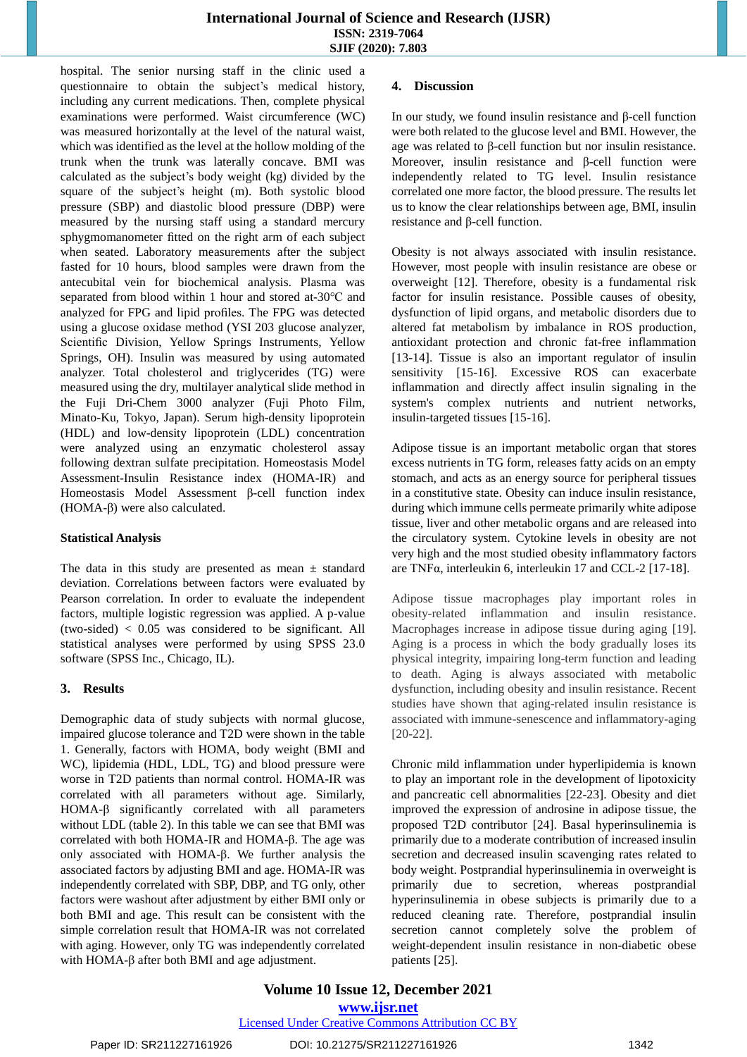hospital. The senior nursing staff in the clinic used a questionnaire to obtain the subject's medical history, including any current medications. Then, complete physical examinations were performed. Waist circumference (WC) was measured horizontally at the level of the natural waist, which was identified as the level at the hollow molding of the trunk when the trunk was laterally concave. BMI was calculated as the subject's body weight (kg) divided by the square of the subject's height (m). Both systolic blood pressure (SBP) and diastolic blood pressure (DBP) were measured by the nursing staff using a standard mercury sphygmomanometer fitted on the right arm of each subject when seated. Laboratory measurements after the subject fasted for 10 hours, blood samples were drawn from the antecubital vein for biochemical analysis. Plasma was separated from blood within 1 hour and stored at-30°C and analyzed for FPG and lipid profiles. The FPG was detected using a glucose oxidase method (YSI 203 glucose analyzer, Scientific Division, Yellow Springs Instruments, Yellow Springs, OH). Insulin was measured by using automated analyzer. Total cholesterol and triglycerides (TG) were measured using the dry, multilayer analytical slide method in the Fuji Dri-Chem 3000 analyzer (Fuji Photo Film, Minato-Ku, Tokyo, Japan). Serum high-density lipoprotein (HDL) and low-density lipoprotein (LDL) concentration were analyzed using an enzymatic cholesterol assay following dextran sulfate precipitation. Homeostasis Model Assessment-Insulin Resistance index (HOMA-IR) and Homeostasis Model Assessment β-cell function index (HOMA-β) were also calculated.

### Statistical Analysis

The data in this study are presented as mean ± standard deviation. Correlations between factors were evaluated by Pearson correlation. In order to evaluate the independent factors, multiple logistic regression was applied. A p-value (two-sided) < 0.05 was considered to be significant. All statistical analyses were performed by using SPSS 23.0 software (SPSS Inc., Chicago, IL).

## 3. Results

Demographic data of study subjects with normal glucose, impaired glucose tolerance and T2D were shown in the table 1. Generally, factors with HOMA, body weight (BMI and WC), lipidemia (HDL, LDL, TG) and blood pressure were worse in T2D patients than normal control. HOMA-IR was correlated with all parameters without age. Similarly, HOMA-β significantly correlated with all parameters without LDL (table 2). In this table we can see that BMI was correlated with both HOMA-IR and HOMA-β. The age was only associated with HOMA-β. We further analysis the associated factors by adjusting BMI and age. HOMA-IR was independently correlated with SBP, DBP, and TG only, other factors were washout after adjustment by either BMI only or both BMI and age. This result can be consistent with the simple correlation result that HOMA-IR was not correlated with aging. However, only TG was independently correlated with HOMA-β after both BMI and age adjustment.

## 4. Discussion

In our study, we found insulin resistance and β-cell function were both related to the glucose level and BMI. However, the age was related to β-cell function but nor insulin resistance. Moreover, insulin resistance and β-cell function were independently related to TG level. Insulin resistance correlated one more factor, the blood pressure. The results let us to know the clear relationships between age, BMI, insulin resistance and β-cell function.

Obesity is not always associated with insulin resistance. However, most people with insulin resistance are obese or overweight [12]. Therefore, obesity is a fundamental risk factor for insulin resistance. Possible causes of obesity, dysfunction of lipid organs, and metabolic disorders due to altered fat metabolism by imbalance in ROS production, antioxidant protection and chronic fat-free inflammation [13-14]. Tissue is also an important regulator of insulin sensitivity [15-16]. Excessive ROS can exacerbate inflammation and directly affect insulin signaling in the system's complex nutrients and nutrient networks, insulin-targeted tissues [15-16].

Adipose tissue is an important metabolic organ that stores excess nutrients in TG form, releases fatty acids on an empty stomach, and acts as an energy source for peripheral tissues in a constitutive state. Obesity can induce insulin resistance, during which immune cells permeate primarily white adipose tissue, liver and other metabolic organs and are released into the circulatory system. Cytokine levels in obesity are not very high and the most studied obesity inflammatory factors are TNFα, interleukin 6, interleukin 17 and CCL-2 [17-18].

Adipose tissue macrophages play important roles in obesity-related inflammation and insulin resistance. Macrophages increase in adipose tissue during aging [19]. Aging is a process in which the body gradually loses its physical integrity, impairing long-term function and leading to death. Aging is always associated with metabolic dysfunction, including obesity and insulin resistance. Recent studies have shown that aging-related insulin resistance is associated with immune-senescence and inflammatory-aging [20-22].

Chronic mild inflammation under hyperlipidemia is known to play an important role in the development of lipotoxicity and pancreatic cell abnormalities [22-23]. Obesity and diet improved the expression of androsine in adipose tissue, the proposed T2D contributor [24]. Basal hyperinsulinemia is primarily due to a moderate contribution of increased insulin secretion and decreased insulin scavenging rates related to body weight. Postprandial hyperinsulinemia in overweight is primarily due to secretion, whereas postprandial hyperinsulinemia in obese subjects is primarily due to a reduced cleaning rate. Therefore, postprandial insulin secretion cannot completely solve the problem of weight-dependent insulin resistance in non-diabetic obese patients [25].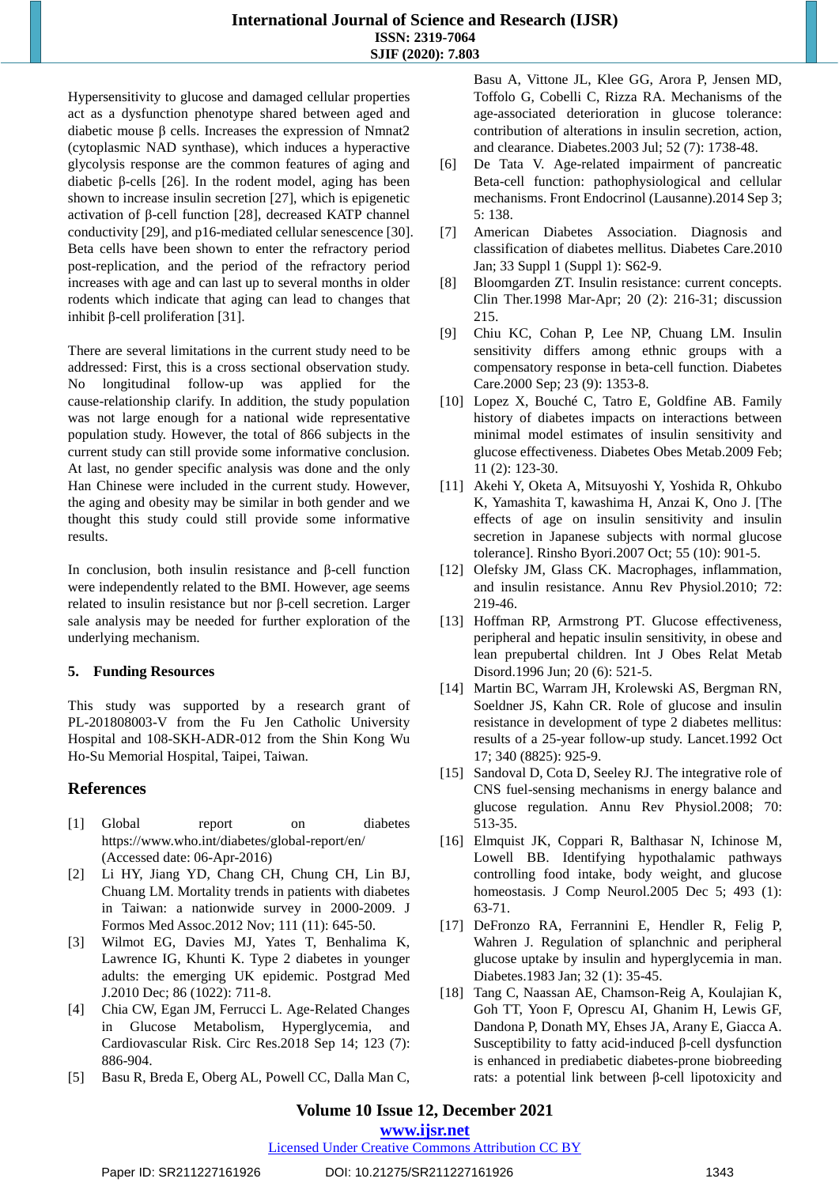Hypersensitivity to glucose and damaged cellular properties act as a dysfunction phenotype shared between aged and diabetic mouse β cells. Increases the expression of Nmnat2 (cytoplasmic NAD synthase), which induces a hyperactive glycolysis response are the common features of aging and diabetic β-cells [26]. In the rodent model, aging has been shown to increase insulin secretion [27], which is epigenetic activation of β-cell function [28], decreased KATP channel conductivity [29], and p16-mediated cellular senescence [30]. Beta cells have been shown to enter the refractory period post-replication, and the period of the refractory period increases with age and can last up to several months in older rodents which indicate that aging can lead to changes that inhibit β-cell proliferation [31].

There are several limitations in the current study need to be addressed: First, this is a cross sectional observation study. No longitudinal follow-up was applied for the cause-relationship clarify. In addition, the study population was not large enough for a national wide representative population study. However, the total of 866 subjects in the current study can still provide some informative conclusion. At last, no gender specific analysis was done and the only Han Chinese were included in the current study. However, the aging and obesity may be similar in both gender and we thought this study could still provide some informative results.

In conclusion, both insulin resistance and β-cell function were independently related to the BMI. However, age seems related to insulin resistance but nor β-cell secretion. Larger sale analysis may be needed for further exploration of the underlying mechanism.

## 5. Funding Resources

This study was supported by a research grant of PL-201808003-V from the Fu Jen Catholic University Hospital and 108-SKH-ADR-012 from the Shin Kong Wu Ho-Su Memorial Hospital, Taipei, Taiwan.

## References

[1] Global report on diabetes https://www.who.int/diabetes/global-report/en/ (Accessed date: 06-Apr-2016)

[2] Li HY, Jiang YD, Chang CH, Chung CH, Lin BJ, Chuang LM. Mortality trends in patients with diabetes in Taiwan: a nationwide survey in 2000-2009. J Formos Med Assoc.2012 Nov; 111 (11): 645-50.

[3] Wilmot EG, Davies MJ, Yates T, Benhalima K, Lawrence IG, Khunti K. Type 2 diabetes in younger adults: the emerging UK epidemic. Postgrad Med J.2010 Dec; 86 (1022): 711-8.

[4] Chia CW, Egan JM, Ferrucci L. Age-Related Changes in Glucose Metabolism, Hyperglycemia, and Cardiovascular Risk. Circ Res.2018 Sep 14; 123 (7): 886-904.

[5] Basu R, Breda E, Oberg AL, Powell CC, Dalla Man C, Basu A, Vittone JL, Klee GG, Arora P, Jensen MD, Toffolo G, Cobelli C, Rizza RA. Mechanisms of the age-associated deterioration in glucose tolerance: contribution of alterations in insulin secretion, action, and clearance. Diabetes.2003 Jul; 52 (7): 1738-48.

[6] De Tata V. Age-related impairment of pancreatic Beta-cell function: pathophysiological and cellular mechanisms. Front Endocrinol (Lausanne).2014 Sep 3; 5: 138.

[7] American Diabetes Association. Diagnosis and classification of diabetes mellitus. Diabetes Care.2010 Jan; 33 Suppl 1 (Suppl 1): S62-9.

[8] Bloomgarden ZT. Insulin resistance: current concepts. Clin Ther.1998 Mar-Apr; 20 (2): 216-31; discussion 215.

[9] Chiu KC, Cohan P, Lee NP, Chuang LM. Insulin sensitivity differs among ethnic groups with a compensatory response in beta-cell function. Diabetes Care.2000 Sep; 23 (9): 1353-8.

[10] Lopez X, Bouché C, Tatro E, Goldfine AB. Family history of diabetes impacts on interactions between minimal model estimates of insulin sensitivity and glucose effectiveness. Diabetes Obes Metab.2009 Feb; 11 (2): 123-30.

[11] Akehi Y, Oketa A, Mitsuyoshi Y, Yoshida R, Ohkubo K, Yamashita T, kawashima H, Anzai K, Ono J. [The effects of age on insulin sensitivity and insulin secretion in Japanese subjects with normal glucose tolerance]. Rinsho Byori.2007 Oct; 55 (10): 901-5.

[12] Olefsky JM, Glass CK. Macrophages, inflammation, and insulin resistance. Annu Rev Physiol.2010; 72: 219-46.

[13] Hoffman RP, Armstrong PT. Glucose effectiveness, peripheral and hepatic insulin sensitivity, in obese and lean prepubertal children. Int J Obes Relat Metab Disord.1996 Jun; 20 (6): 521-5.

[14] Martin BC, Warram JH, Krolewski AS, Bergman RN, Soeldner JS, Kahn CR. Role of glucose and insulin resistance in development of type 2 diabetes mellitus: results of a 25-year follow-up study. Lancet.1992 Oct 17; 340 (8825): 925-9.

[15] Sandoval D, Cota D, Seeley RJ. The integrative role of CNS fuel-sensing mechanisms in energy balance and glucose regulation. Annu Rev Physiol.2008; 70: 513-35.

[16] Elmquist JK, Coppari R, Balthasar N, Ichinose M, Lowell BB. Identifying hypothalamic pathways controlling food intake, body weight, and glucose homeostasis. J Comp Neurol.2005 Dec 5; 493 (1): 63-71.

[17] DeFronzo RA, Ferrannini E, Hendler R, Felig P, Wahren J. Regulation of splanchnic and peripheral glucose uptake by insulin and hyperglycemia in man. Diabetes.1983 Jan; 32 (1): 35-45.

[18] Tang C, Naassan AE, Chamson-Reig A, Koulajian K, Goh TT, Yoon F, Oprescu AI, Ghanim H, Lewis GF, Dandona P, Donath MY, Ehses JA, Arany E, Giacca A. Susceptibility to fatty acid-induced β-cell dysfunction is enhanced in prediabetic diabetes-prone biobreeding rats: a potential link between β-cell lipotoxicity and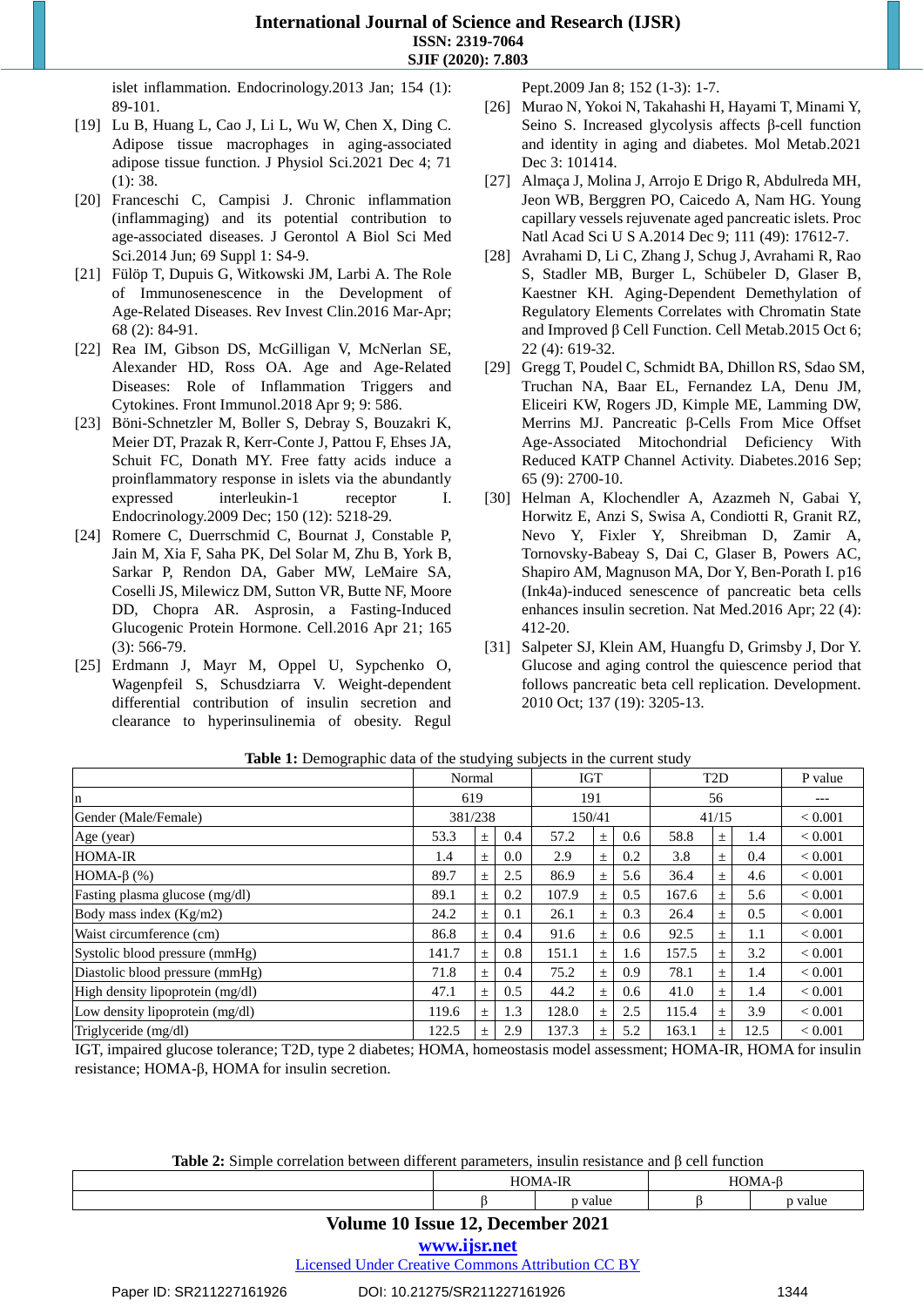islet inflammation. Endocrinology.2013 Jan; 154 (1): 89-101.

[19] Lu B, Huang L, Cao J, Li L, Wu W, Chen X, Ding C. Adipose tissue macrophages in aging-associated adipose tissue function. J Physiol Sci.2021 Dec 4; 71 (1): 38.

[20] Franceschi C, Campisi J. Chronic inflammation (inflammaging) and its potential contribution to age-associated diseases. J Gerontol A Biol Sci Med Sci.2014 Jun; 69 Suppl 1: S4-9.

[21] Fülöp T, Dupuis G, Witkowski JM, Larbi A. The Role of Immunosenescence in the Development of Age-Related Diseases. Rev Invest Clin.2016 Mar-Apr; 68 (2): 84-91.

[22] Rea IM, Gibson DS, McGilligan V, McNerlan SE, Alexander HD, Ross OA. Age and Age-Related Diseases: Role of Inflammation Triggers and Cytokines. Front Immunol.2018 Apr 9; 9: 586.

[23] Böni-Schnetzler M, Boller S, Debray S, Bouzakri K, Meier DT, Prazak R, Kerr-Conte J, Pattou F, Ehses JA, Schuit FC, Donath MY. Free fatty acids induce a proinflammatory response in islets via the abundantly expressed interleukin-1 receptor I. Endocrinology.2009 Dec; 150 (12): 5218-29.

[24] Romere C, Duerrschmid C, Bournat J, Constable P, Jain M, Xia F, Saha PK, Del Solar M, Zhu B, York B, Sarkar P, Rendon DA, Gaber MW, LeMaire SA, Coselli JS, Milewicz DM, Sutton VR, Butte NF, Moore DD, Chopra AR. Asprosin, a Fasting-Induced Glucogenic Protein Hormone. Cell.2016 Apr 21; 165 (3): 566-79.

[25] Erdmann J, Mayr M, Oppel U, Sypchenko O, Wagenpfeil S, Schusdziarra V. Weight-dependent differential contribution of insulin secretion and clearance to hyperinsulinemia of obesity. Regul Pept.2009 Jan 8; 152 (1-3): 1-7.

[26] Murao N, Yokoi N, Takahashi H, Hayami T, Minami Y, Seino S. Increased glycolysis affects β-cell function and identity in aging and diabetes. Mol Metab.2021 Dec 3: 101414.

[27] Almaça J, Molina J, Arrojo E Drigo R, Abdulreda MH, Jeon WB, Berggren PO, Caicedo A, Nam HG. Young capillary vessels rejuvenate aged pancreatic islets. Proc Natl Acad Sci U S A.2014 Dec 9; 111 (49): 17612-7.

[28] Avrahami D, Li C, Zhang J, Schug J, Avrahami R, Rao S, Stadler MB, Burger L, Schübeler D, Glaser B, Kaestner KH. Aging-Dependent Demethylation of Regulatory Elements Correlates with Chromatin State and Improved β Cell Function. Cell Metab.2015 Oct 6; 22 (4): 619-32.

[29] Gregg T, Poudel C, Schmidt BA, Dhillon RS, Sdao SM, Truchan NA, Baar EL, Fernandez LA, Denu JM, Eliceiri KW, Rogers JD, Kimple ME, Lamming DW, Merrins MJ. Pancreatic β-Cells From Mice Offset Age-Associated Mitochondrial Deficiency With Reduced KATP Channel Activity. Diabetes.2016 Sep; 65 (9): 2700-10.

[30] Helman A, Klochendler A, Azazmeh N, Gabai Y, Horwitz E, Anzi S, Swisa A, Condiotti R, Granit RZ, Nevo Y, Fixler Y, Shreibman D, Zamir A, Tornovsky-Babeay S, Dai C, Glaser B, Powers AC, Shapiro AM, Magnuson MA, Dor Y, Ben-Porath I. p16 (Ink4a)-induced senescence of pancreatic beta cells enhances insulin secretion. Nat Med.2016 Apr; 22 (4): 412-20.

[31] Salpeter SJ, Klein AM, Huangfu D, Grimsby J, Dor Y. Glucose and aging control the quiescence period that follows pancreatic beta cell replication. Development. 2010 Oct; 137 (19): 3205-13.

**Table 1:** Demographic data of the studying subjects in the current study

| | Normal | IGT | T2D | P value |
|---|---|---|---|---|
| n | 619 | 191 | 56 | --- |
| Gender (Male/Female) | 381/238 | 150/41 | 41/15 | < 0.001 |
| Age (year) | 53.3 ± 0.4 | 57.2 ± 0.6 | 58.8 ± 1.4 | < 0.001 |
| HOMA-IR | 1.4 ± 0.0 | 2.9 ± 0.2 | 3.8 ± 0.4 | < 0.001 |
| HOMA-β (%) | 89.7 ± 2.5 | 86.9 ± 5.6 | 36.4 ± 4.6 | < 0.001 |
| Fasting plasma glucose (mg/dl) | 89.1 ± 0.2 | 107.9 ± 0.5 | 167.6 ± 5.6 | < 0.001 |
| Body mass index (Kg/m2) | 24.2 ± 0.1 | 26.1 ± 0.3 | 26.4 ± 0.5 | < 0.001 |
| Waist circumference (cm) | 86.8 ± 0.4 | 91.6 ± 0.6 | 92.5 ± 1.1 | < 0.001 |
| Systolic blood pressure (mmHg) | 141.7 ± 0.8 | 151.1 ± 1.6 | 157.5 ± 3.2 | < 0.001 |
| Diastolic blood pressure (mmHg) | 71.8 ± 0.4 | 75.2 ± 0.9 | 78.1 ± 1.4 | < 0.001 |
| High density lipoprotein (mg/dl) | 47.1 ± 0.5 | 44.2 ± 0.6 | 41.0 ± 1.4 | < 0.001 |
| Low density lipoprotein (mg/dl) | 119.6 ± 1.3 | 128.0 ± 2.5 | 115.4 ± 3.9 | < 0.001 |
| Triglyceride (mg/dl) | 122.5 ± 2.9 | 137.3 ± 5.2 | 163.1 ± 12.5 | < 0.001 |

IGT, impaired glucose tolerance; T2D, type 2 diabetes; HOMA, homeostasis model assessment; HOMA-IR, HOMA for insulin resistance; HOMA-β, HOMA for insulin secretion.

**Table 2:** Simple correlation between different parameters, insulin resistance and β cell function

| | HOMA-IR | | HOMA-β | |
|---|---|---|---|---|
| | β | p value | β | p value |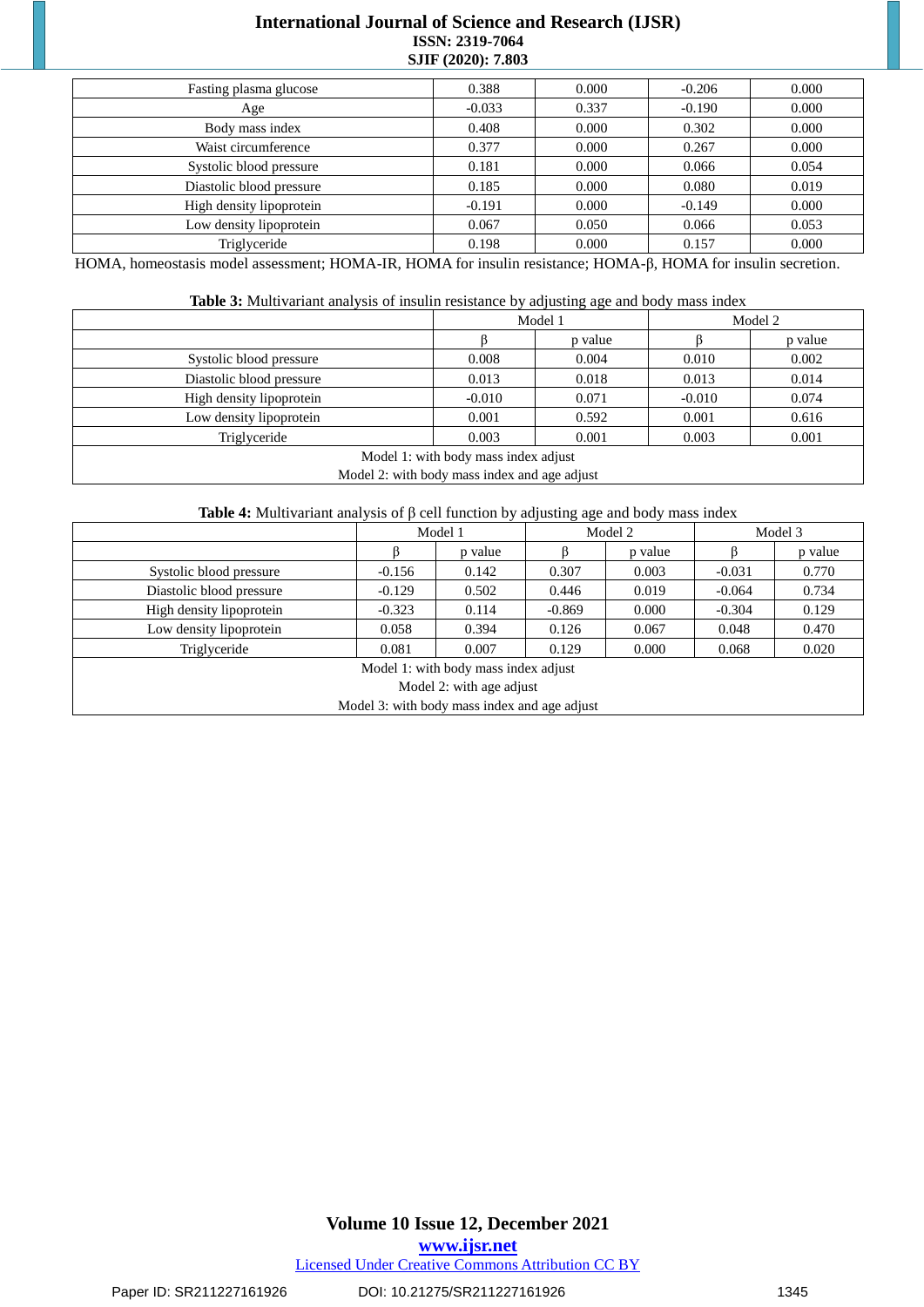| | | | | |
|---|---|---|---|---|
| Fasting plasma glucose | 0.388 | 0.000 | -0.206 | 0.000 |
| Age | -0.033 | 0.337 | -0.190 | 0.000 |
| Body mass index | 0.408 | 0.000 | 0.302 | 0.000 |
| Waist circumference | 0.377 | 0.000 | 0.267 | 0.000 |
| Systolic blood pressure | 0.181 | 0.000 | 0.066 | 0.054 |
| Diastolic blood pressure | 0.185 | 0.000 | 0.080 | 0.019 |
| High density lipoprotein | -0.191 | 0.000 | -0.149 | 0.000 |
| Low density lipoprotein | 0.067 | 0.050 | 0.066 | 0.053 |
| Triglyceride | 0.198 | 0.000 | 0.157 | 0.000 |

HOMA, homeostasis model assessment; HOMA-IR, HOMA for insulin resistance; HOMA-β, HOMA for insulin secretion.

**Table 3:** Multivariant analysis of insulin resistance by adjusting age and body mass index

| | Model 1 | | Model 2 | |
|---|---|---|---|---|
| | β | p value | β | p value |
| Systolic blood pressure | 0.008 | 0.004 | 0.010 | 0.002 |
| Diastolic blood pressure | 0.013 | 0.018 | 0.013 | 0.014 |
| High density lipoprotein | -0.010 | 0.071 | -0.010 | 0.074 |
| Low density lipoprotein | 0.001 | 0.592 | 0.001 | 0.616 |
| Triglyceride | 0.003 | 0.001 | 0.003 | 0.001 |

Model 1: with body mass index adjust
Model 2: with body mass index and age adjust

**Table 4:** Multivariant analysis of β cell function by adjusting age and body mass index

| | Model 1 | | Model 2 | | Model 3 | |
|---|---|---|---|---|---|---|
| | β | p value | β | p value | β | p value |
| Systolic blood pressure | -0.156 | 0.142 | 0.307 | 0.003 | -0.031 | 0.770 |
| Diastolic blood pressure | -0.129 | 0.502 | 0.446 | 0.019 | -0.064 | 0.734 |
| High density lipoprotein | -0.323 | 0.114 | -0.869 | 0.000 | -0.304 | 0.129 |
| Low density lipoprotein | 0.058 | 0.394 | 0.126 | 0.067 | 0.048 | 0.470 |
| Triglyceride | 0.081 | 0.007 | 0.129 | 0.000 | 0.068 | 0.020 |

Model 1: with body mass index adjust
Model 2: with age adjust
Model 3: with body mass index and age adjust